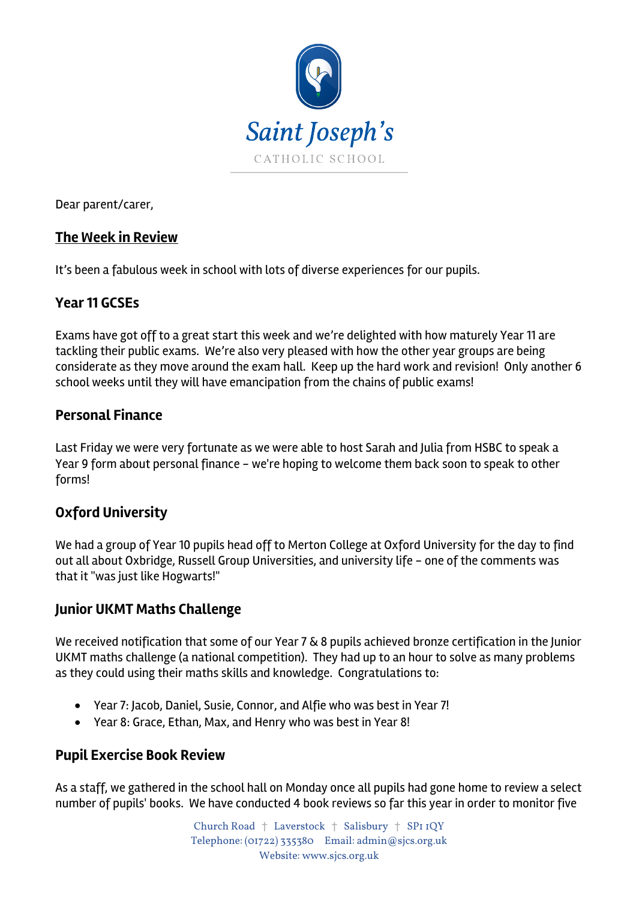Saint Joseph's

CATHOLIC SCHOOL

Dear parent/carer,

## The Week in Review

It's been a fabulous week in school with lots of diverse experiences for our pupils.

### Year 11 GCSEs

Exams have got off to a great start this week and we're delighted with how maturely Year 11 are tackling their public exams. We're also very pleased with how the other year groups are being considerate as they move around the exam hall. Keep up the hard work and revision! Only another 6 school weeks until they will have emancipation from the chains of public exams!

### Personal Finance

Last Friday we were very fortunate as we were able to host Sarah and Julia from HSBC to speak a Year 9 form about personal finance – we're hoping to welcome them back soon to speak to other forms!

### Oxford University

We had a group of Year 10 pupils head off to Merton College at Oxford University for the day to find out all about Oxbridge, Russell Group Universities, and university life – one of the comments was that it "was just like Hogwarts!"

### Junior UKMT Maths Challenge

We received notification that some of our Year 7 & 8 pupils achieved bronze certification in the Junior UKMT maths challenge (a national competition). They had up to an hour to solve as many problems as they could using their maths skills and knowledge. Congratulations to:

- Year 7: Jacob, Daniel, Susie, Connor, and Alfie who was best in Year 7!
- Year 8: Grace, Ethan, Max, and Henry who was best in Year 8!

### Pupil Exercise Book Review

As a staff, we gathered in the school hall on Monday once all pupils had gone home to review a select number of pupils' books. We have conducted 4 book reviews so far this year in order to monitor five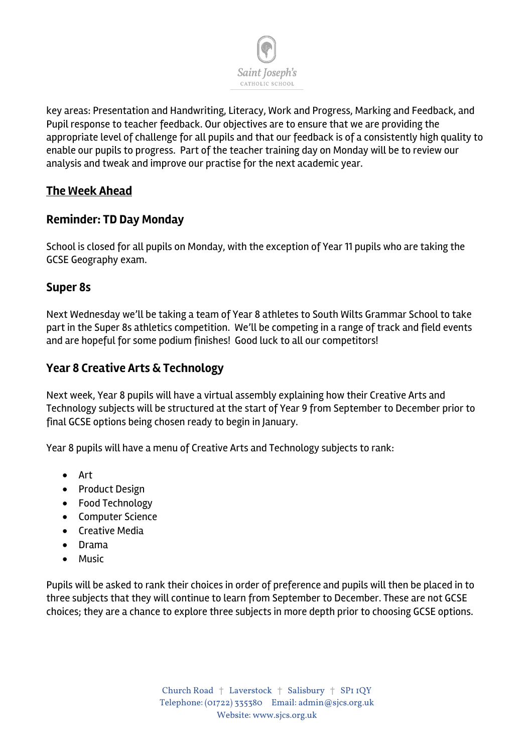key areas: Presentation and Handwriting, Literacy, Work and Progress, Marking and Feedback, and Pupil response to teacher feedback. Our objectives are to ensure that we are providing the appropriate level of challenge for all pupils and that our feedback is of a consistently high quality to enable our pupils to progress. Part of the teacher training day on Monday will be to review our analysis and tweak and improve our practise for the next academic year.

## <u>The Week Ahead</u>

### Reminder: TD Day Monday

School is closed for all pupils on Monday, with the exception of Year 11 pupils who are taking the GCSE Geography exam.

### Super 8s

Next Wednesday we'll be taking a team of Year 8 athletes to South Wilts Grammar School to take part in the Super 8s athletics competition. We'll be competing in a range of track and field events and are hopeful for some podium finishes! Good luck to all our competitors!

### Year 8 Creative Arts & Technology

Next week, Year 8 pupils will have a virtual assembly explaining how their Creative Arts and Technology subjects will be structured at the start of Year 9 from September to December prior to final GCSE options being chosen ready to begin in January.

Year 8 pupils will have a menu of Creative Arts and Technology subjects to rank:

- Art
- Product Design
- Food Technology
- Computer Science
- Creative Media
- Drama
- Music

Pupils will be asked to rank their choices in order of preference and pupils will then be placed in to three subjects that they will continue to learn from September to December. These are not GCSE choices; they are a chance to explore three subjects in more depth prior to choosing GCSE options.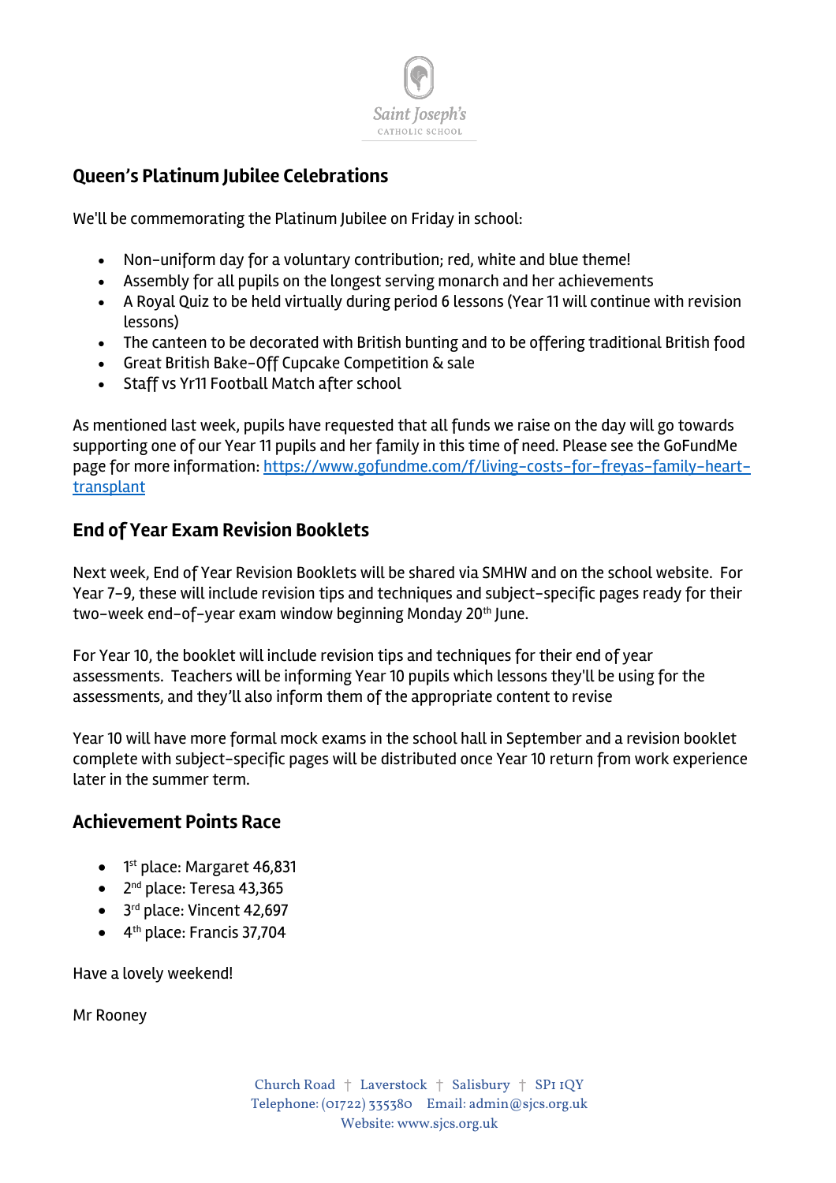## Queen's Platinum Jubilee Celebrations

We'll be commemorating the Platinum Jubilee on Friday in school:

- Non-uniform day for a voluntary contribution; red, white and blue theme!
- Assembly for all pupils on the longest serving monarch and her achievements
- A Royal Quiz to be held virtually during period 6 lessons (Year 11 will continue with revision lessons)
- The canteen to be decorated with British bunting and to be offering traditional British food
- Great British Bake-Off Cupcake Competition & sale
- Staff vs Yr11 Football Match after school

As mentioned last week, pupils have requested that all funds we raise on the day will go towards supporting one of our Year 11 pupils and her family in this time of need. Please see the GoFundMe page for more information: [https://www.gofundme.com/f/living-costs-for-freyas-family-heart-transplant](https://www.gofundme.com/f/living-costs-for-freyas-family-heart-transplant)

## End of Year Exam Revision Booklets

Next week, End of Year Revision Booklets will be shared via SMHW and on the school website. For Year 7-9, these will include revision tips and techniques and subject-specific pages ready for their two-week end-of-year exam window beginning Monday 20th June.

For Year 10, the booklet will include revision tips and techniques for their end of year assessments. Teachers will be informing Year 10 pupils which lessons they'll be using for the assessments, and they'll also inform them of the appropriate content to revise

Year 10 will have more formal mock exams in the school hall in September and a revision booklet complete with subject-specific pages will be distributed once Year 10 return from work experience later in the summer term.

## Achievement Points Race

- 1st place: Margaret 46,831
- 2nd place: Teresa 43,365
- 3rd place: Vincent 42,697
- 4th place: Francis 37,704

Have a lovely weekend!

Mr Rooney